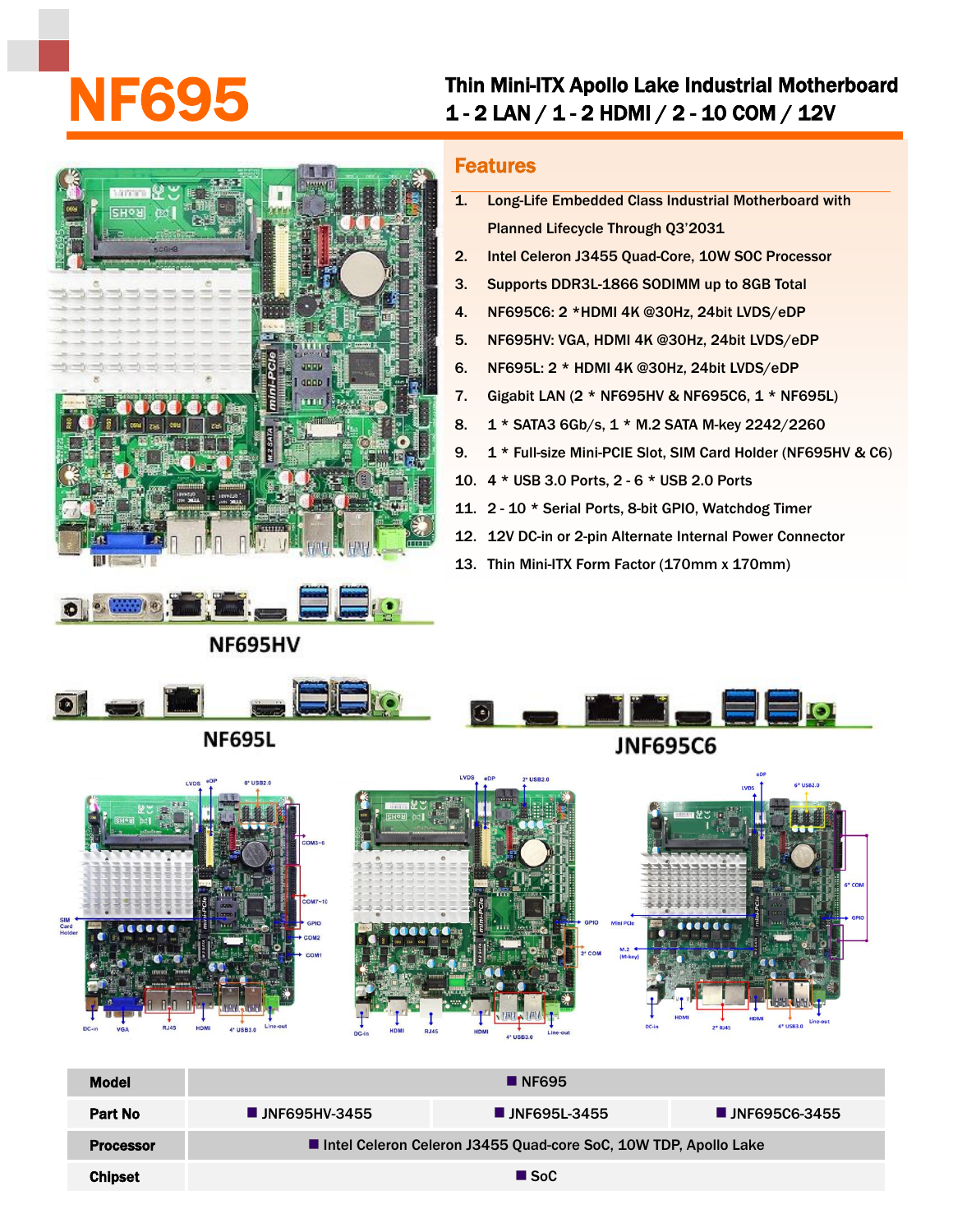# NF695

## Thin Mini-ITX Apollo Lake Industrial Motherboard
## 1 - 2 LAN / 1 - 2 HDMI / 2 - 10 COM / 12V

### Features

1. Long-Life Embedded Class Industrial Motherboard with Planned Lifecycle Through Q3'2031
2. Intel Celeron J3455 Quad-Core, 10W SOC Processor
3. Supports DDR3L-1866 SODIMM up to 8GB Total
4. NF695C6: 2 *HDMI 4K @30Hz, 24bit LVDS/eDP
5. NF695HV: VGA, HDMI 4K @30Hz, 24bit LVDS/eDP
6. NF695L: 2 * HDMI 4K @30Hz, 24bit LVDS/eDP
7. Gigabit LAN (2 * NF695HV & NF695C6, 1 * NF695L)
8. 1 * SATA3 6Gb/s, 1 * M.2 SATA M-key 2242/2260
9. 1 * Full-size Mini-PCIE Slot, SIM Card Holder (NF695HV & C6)
10. 4 * USB 3.0 Ports, 2 - 6 * USB 2.0 Ports
11. 2 - 10 * Serial Ports, 8-bit GPIO, Watchdog Timer
12. 12V DC-in or 2-pin Alternate Internal Power Connector
13. Thin Mini-ITX Form Factor (170mm x 170mm)

NF695HV

NF695L

JNF695C6

| Model | NF695 | | |
|---|---|---|---|
| Part No | JNF695HV-3455 | JNF695L-3455 | JNF695C6-3455 |
| Processor | Intel Celeron Celeron J3455 Quad-core SoC, 10W TDP, Apollo Lake | | |
| Chipset | SoC | | |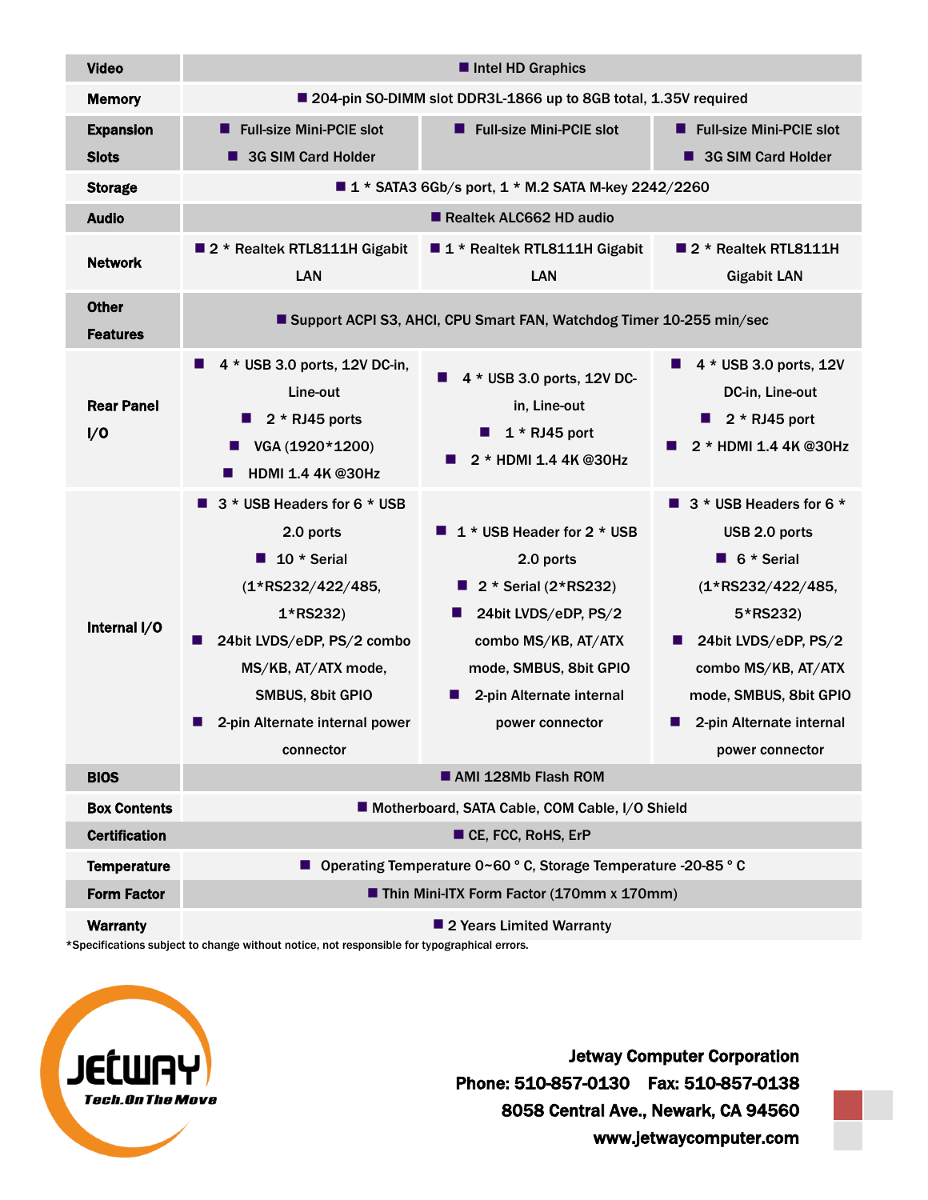| | | | |
|---|---|---|---|
| **Video** | ■ Intel HD Graphics | | |
| **Memory** | ■ 204-pin SO-DIMM slot DDR3L-1866 up to 8GB total, 1.35V required | | |
| **Expansion Slots** | ■ Full-size Mini-PCIE slot<br>■ 3G SIM Card Holder | ■ Full-size Mini-PCIE slot | ■ Full-size Mini-PCIE slot<br>■ 3G SIM Card Holder |
| **Storage** | ■ 1 * SATA3 6Gb/s port, 1 * M.2 SATA M-key 2242/2260 | | |
| **Audio** | ■ Realtek ALC662 HD audio | | |
| **Network** | ■ 2 * Realtek RTL8111H Gigabit LAN | ■ 1 * Realtek RTL8111H Gigabit LAN | ■ 2 * Realtek RTL8111H Gigabit LAN |
| **Other Features** | ■ Support ACPI S3, AHCI, CPU Smart FAN, Watchdog Timer 10-255 min/sec | | |
| **Rear Panel I/O** | ■ 4 * USB 3.0 ports, 12V DC-in, Line-out<br>■ 2 * RJ45 ports<br>■ VGA (1920*1200)<br>■ HDMI 1.4 4K @30Hz | ■ 4 * USB 3.0 ports, 12V DC-in, Line-out<br>■ 1 * RJ45 port<br>■ 2 * HDMI 1.4 4K @30Hz | ■ 4 * USB 3.0 ports, 12V DC-in, Line-out<br>■ 2 * RJ45 port<br>■ 2 * HDMI 1.4 4K @30Hz |
| **Internal I/O** | ■ 3 * USB Headers for 6 * USB 2.0 ports<br>■ 10 * Serial (1*RS232/422/485, 1*RS232)<br>■ 24bit LVDS/eDP, PS/2 combo MS/KB, AT/ATX mode, SMBUS, 8bit GPIO<br>■ 2-pin Alternate internal power connector | ■ 1 * USB Header for 2 * USB 2.0 ports<br>■ 2 * Serial (2*RS232)<br>■ 24bit LVDS/eDP, PS/2 combo MS/KB, AT/ATX mode, SMBUS, 8bit GPIO<br>■ 2-pin Alternate internal power connector | ■ 3 * USB Headers for 6 * USB 2.0 ports<br>■ 6 * Serial (1*RS232/422/485, 5*RS232)<br>■ 24bit LVDS/eDP, PS/2 combo MS/KB, AT/ATX mode, SMBUS, 8bit GPIO<br>■ 2-pin Alternate internal power connector |
| **BIOS** | ■ AMI 128Mb Flash ROM | | |
| **Box Contents** | ■ Motherboard, SATA Cable, COM Cable, I/O Shield | | |
| **Certification** | ■ CE, FCC, RoHS, ErP | | |
| **Temperature** | ■ Operating Temperature 0~60 ° C, Storage Temperature -20-85 ° C | | |
| **Form Factor** | ■ Thin Mini-ITX Form Factor (170mm x 170mm) | | |
| **Warranty** | ■ 2 Years Limited Warranty | | |

*Specifications subject to change without notice, not responsible for typographical errors.

JETWAY
*Tech.On The Move*

**Jetway Computer Corporation**
**Phone: 510-857-0130 Fax: 510-857-0138**
**8058 Central Ave., Newark, CA 94560**
**www.jetwaycomputer.com**